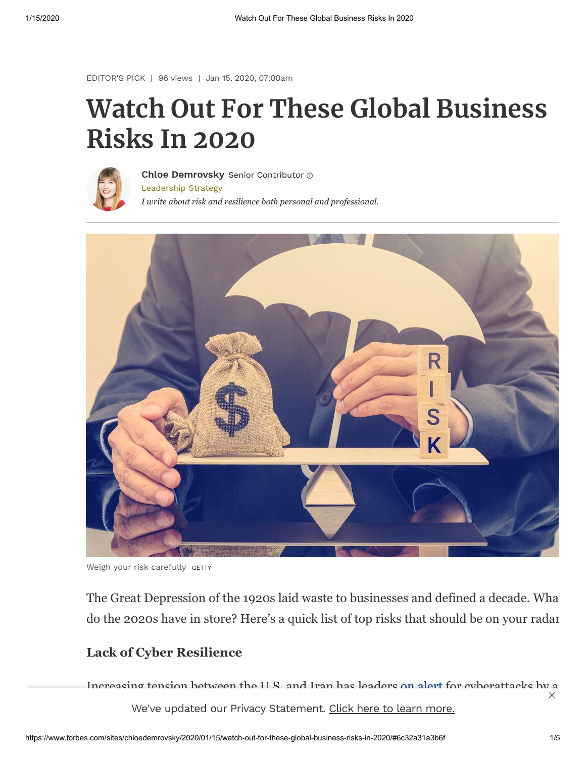EDITOR'S PICK | 96 views | Jan 15, 2020, 07:00am

# Watch Out For These Global Business Risks In 2020

**Chloe Demrovsky** Senior Contributor
Leadership Strategy
*I write about risk and resilience both personal and professional.*

Weigh your risk carefully GETTY

The Great Depression of the 1920s laid waste to businesses and defined a decade. Wha do the 2020s have in store? Here's a quick list of top risks that should be on your radar

### Lack of Cyber Resilience

Increasing tension between the U.S. and Iran has leaders on alert for cyberattacks by a

We've updated our Privacy Statement. Click here to learn more.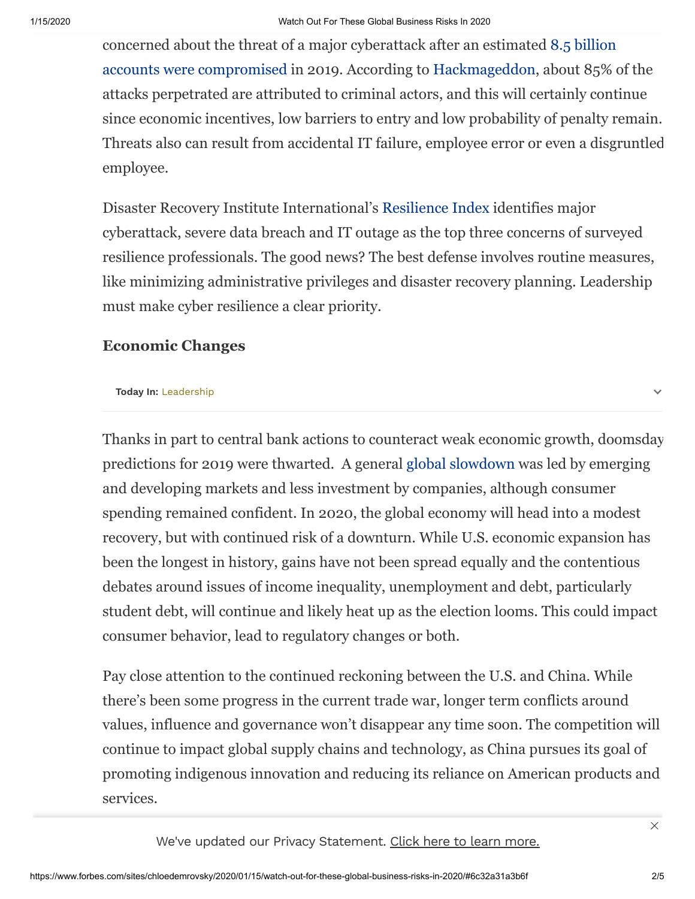concerned about the threat of a major cyberattack after an estimated 8.5 billion accounts were compromised in 2019. According to Hackmageddon, about 85% of the attacks perpetrated are attributed to criminal actors, and this will certainly continue since economic incentives, low barriers to entry and low probability of penalty remain. Threats also can result from accidental IT failure, employee error or even a disgruntled employee.

Disaster Recovery Institute International's Resilience Index identifies major cyberattack, severe data breach and IT outage as the top three concerns of surveyed resilience professionals. The good news? The best defense involves routine measures, like minimizing administrative privileges and disaster recovery planning. Leadership must make cyber resilience a clear priority.

### Economic Changes

Thanks in part to central bank actions to counteract weak economic growth, doomsday predictions for 2019 were thwarted. A general global slowdown was led by emerging and developing markets and less investment by companies, although consumer spending remained confident. In 2020, the global economy will head into a modest recovery, but with continued risk of a downturn. While U.S. economic expansion has been the longest in history, gains have not been spread equally and the contentious debates around issues of income inequality, unemployment and debt, particularly student debt, will continue and likely heat up as the election looms. This could impact consumer behavior, lead to regulatory changes or both.

Pay close attention to the continued reckoning between the U.S. and China. While there's been some progress in the current trade war, longer term conflicts around values, influence and governance won't disappear any time soon. The competition will continue to impact global supply chains and technology, as China pursues its goal of promoting indigenous innovation and reducing its reliance on American products and services.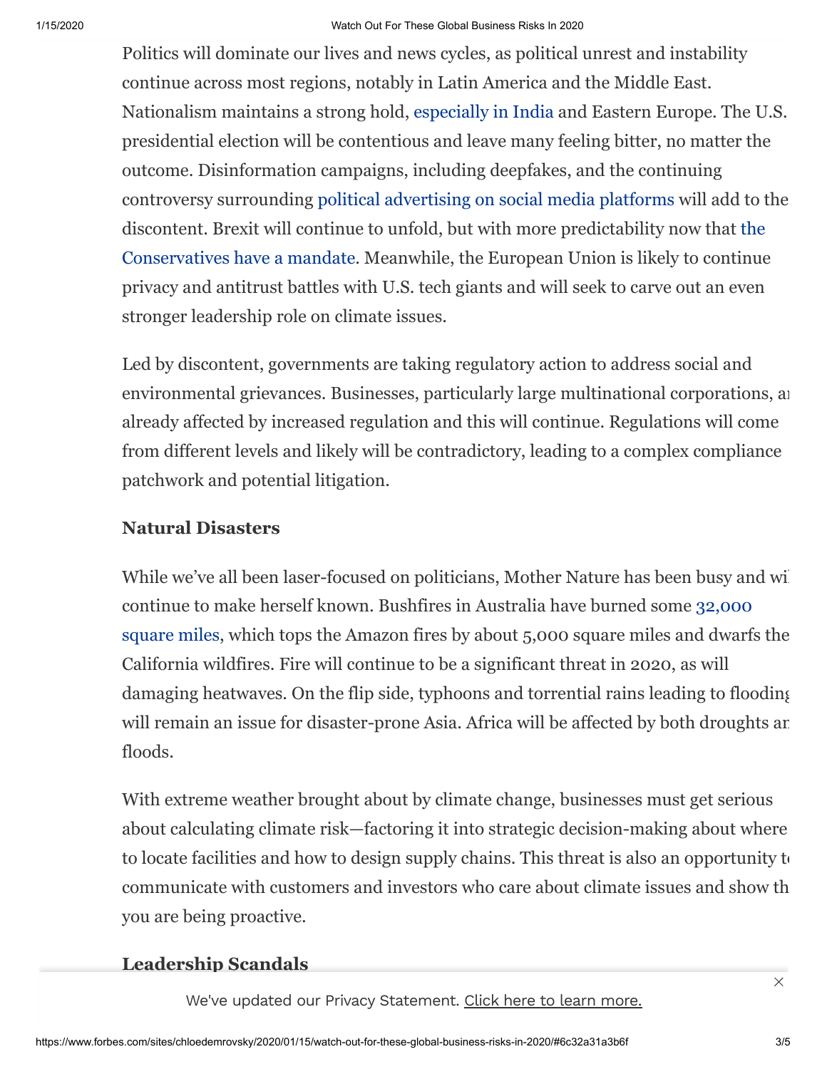Politics will dominate our lives and news cycles, as political unrest and instability continue across most regions, notably in Latin America and the Middle East. Nationalism maintains a strong hold, especially in India and Eastern Europe. The U.S. presidential election will be contentious and leave many feeling bitter, no matter the outcome. Disinformation campaigns, including deepfakes, and the continuing controversy surrounding political advertising on social media platforms will add to the discontent. Brexit will continue to unfold, but with more predictability now that the Conservatives have a mandate. Meanwhile, the European Union is likely to continue privacy and antitrust battles with U.S. tech giants and will seek to carve out an even stronger leadership role on climate issues.

Led by discontent, governments are taking regulatory action to address social and environmental grievances. Businesses, particularly large multinational corporations, ar already affected by increased regulation and this will continue. Regulations will come from different levels and likely will be contradictory, leading to a complex compliance patchwork and potential litigation.

### Natural Disasters

While we've all been laser-focused on politicians, Mother Nature has been busy and wi continue to make herself known. Bushfires in Australia have burned some 32,000 square miles, which tops the Amazon fires by about 5,000 square miles and dwarfs the California wildfires. Fire will continue to be a significant threat in 2020, as will damaging heatwaves. On the flip side, typhoons and torrential rains leading to flooding will remain an issue for disaster-prone Asia. Africa will be affected by both droughts ar floods.

With extreme weather brought about by climate change, businesses must get serious about calculating climate risk—factoring it into strategic decision-making about where to locate facilities and how to design supply chains. This threat is also an opportunity t communicate with customers and investors who care about climate issues and show th you are being proactive.

### Leadership Scandals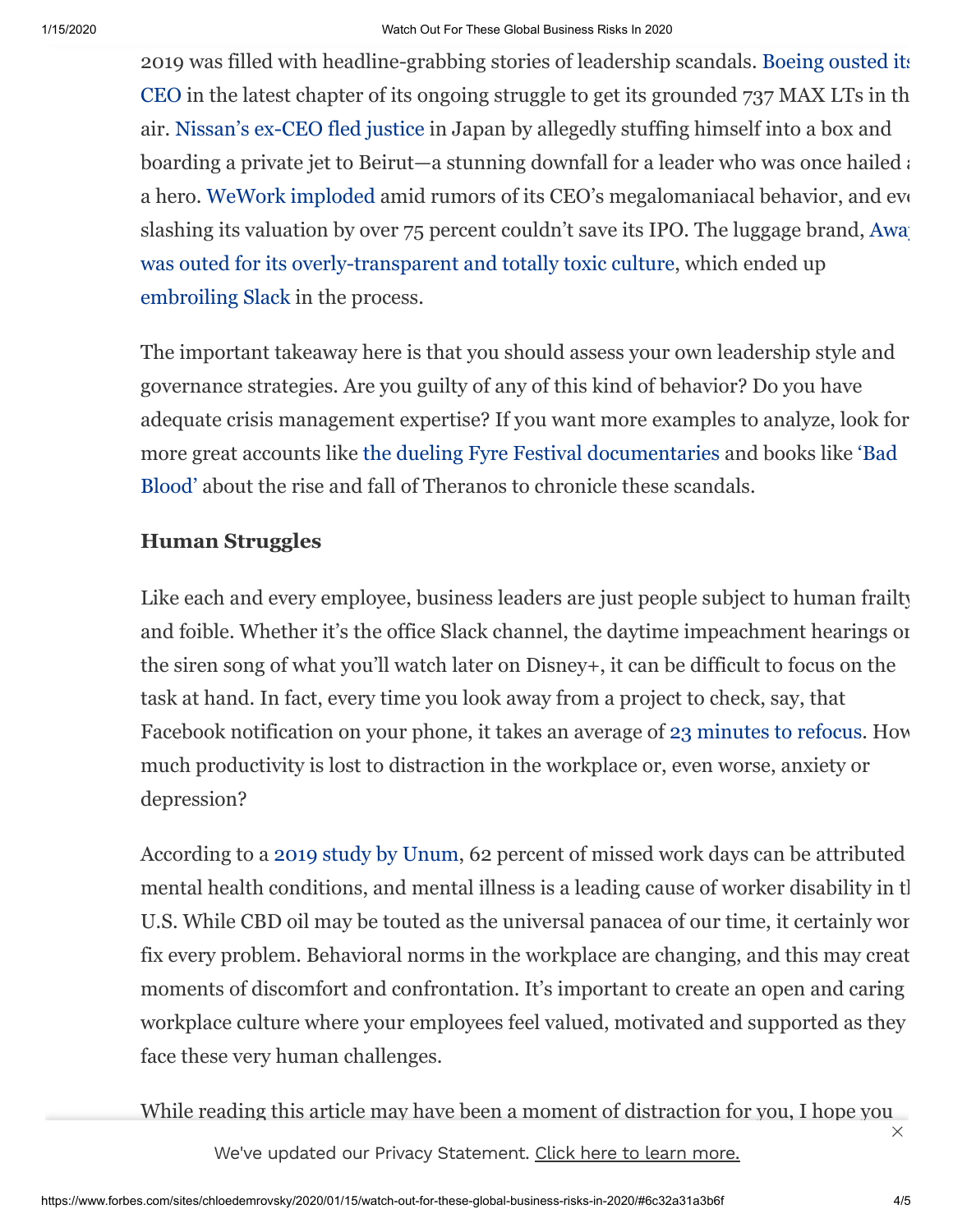2019 was filled with headline-grabbing stories of leadership scandals. Boeing ousted its CEO in the latest chapter of its ongoing struggle to get its grounded 737 MAX LTs in the air. Nissan's ex-CEO fled justice in Japan by allegedly stuffing himself into a box and boarding a private jet to Beirut—a stunning downfall for a leader who was once hailed as a hero. WeWork imploded amid rumors of its CEO's megalomaniacal behavior, and even slashing its valuation by over 75 percent couldn't save its IPO. The luggage brand, Away, was outed for its overly-transparent and totally toxic culture, which ended up embroiling Slack in the process.

The important takeaway here is that you should assess your own leadership style and governance strategies. Are you guilty of any of this kind of behavior? Do you have adequate crisis management expertise? If you want more examples to analyze, look for more great accounts like the dueling Fyre Festival documentaries and books like 'Bad Blood' about the rise and fall of Theranos to chronicle these scandals.

### Human Struggles

Like each and every employee, business leaders are just people subject to human frailty and foible. Whether it's the office Slack channel, the daytime impeachment hearings or the siren song of what you'll watch later on Disney+, it can be difficult to focus on the task at hand. In fact, every time you look away from a project to check, say, that Facebook notification on your phone, it takes an average of 23 minutes to refocus. How much productivity is lost to distraction in the workplace or, even worse, anxiety or depression?

According to a 2019 study by Unum, 62 percent of missed work days can be attributed to mental health conditions, and mental illness is a leading cause of worker disability in the U.S. While CBD oil may be touted as the universal panacea of our time, it certainly won't fix every problem. Behavioral norms in the workplace are changing, and this may create moments of discomfort and confrontation. It's important to create an open and caring workplace culture where your employees feel valued, motivated and supported as they face these very human challenges.

While reading this article may have been a moment of distraction for you, I hope you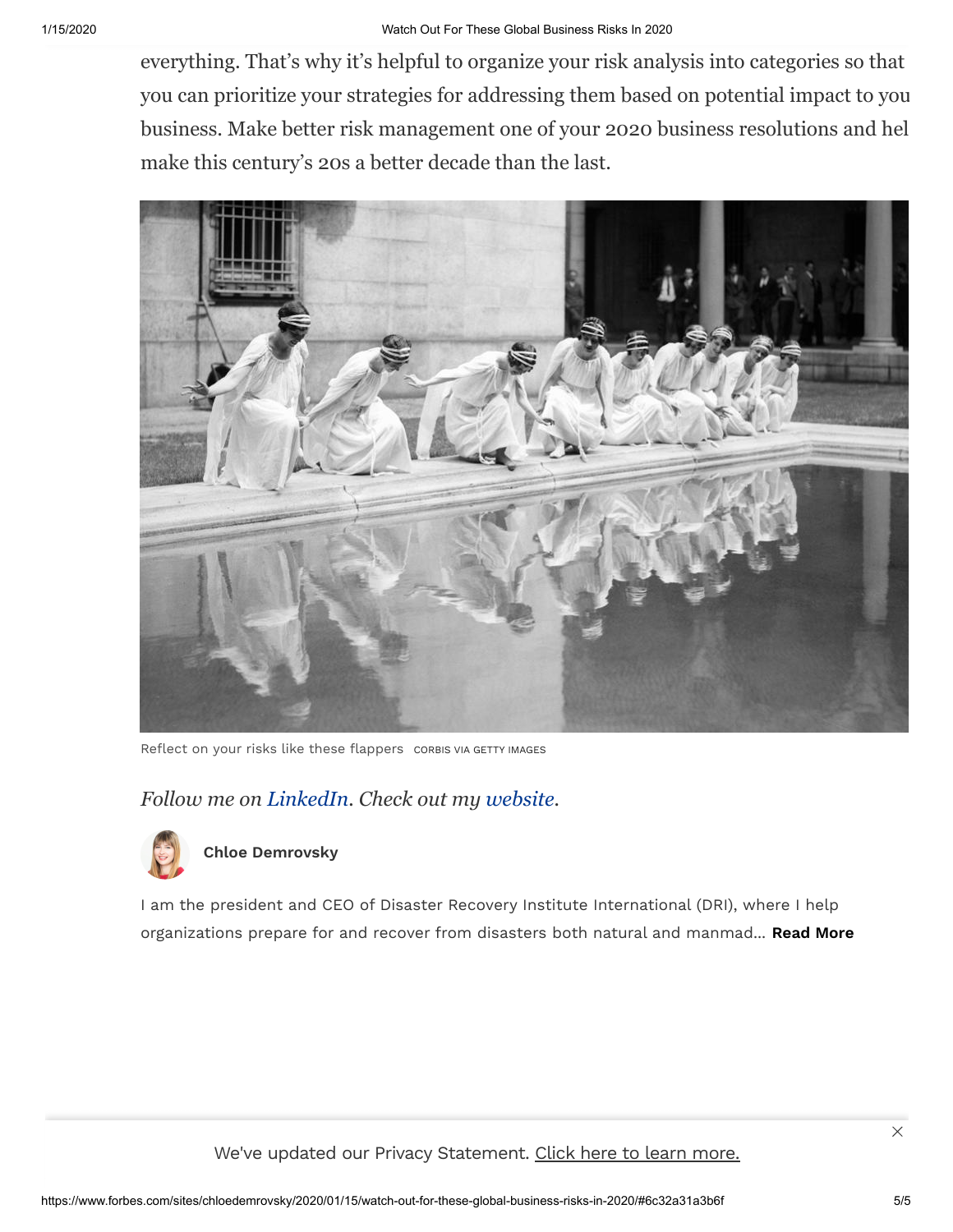everything. That's why it's helpful to organize your risk analysis into categories so that you can prioritize your strategies for addressing them based on potential impact to you business. Make better risk management one of your 2020 business resolutions and hel make this century's 20s a better decade than the last.

Reflect on your risks like these flappers CORBIS VIA GETTY IMAGES

*Follow me on LinkedIn. Check out my website.*

**Chloe Demrovsky**

I am the president and CEO of Disaster Recovery Institute International (DRI), where I help organizations prepare for and recover from disasters both natural and manmad... **Read More**

We've updated our Privacy Statement. Click here to learn more.